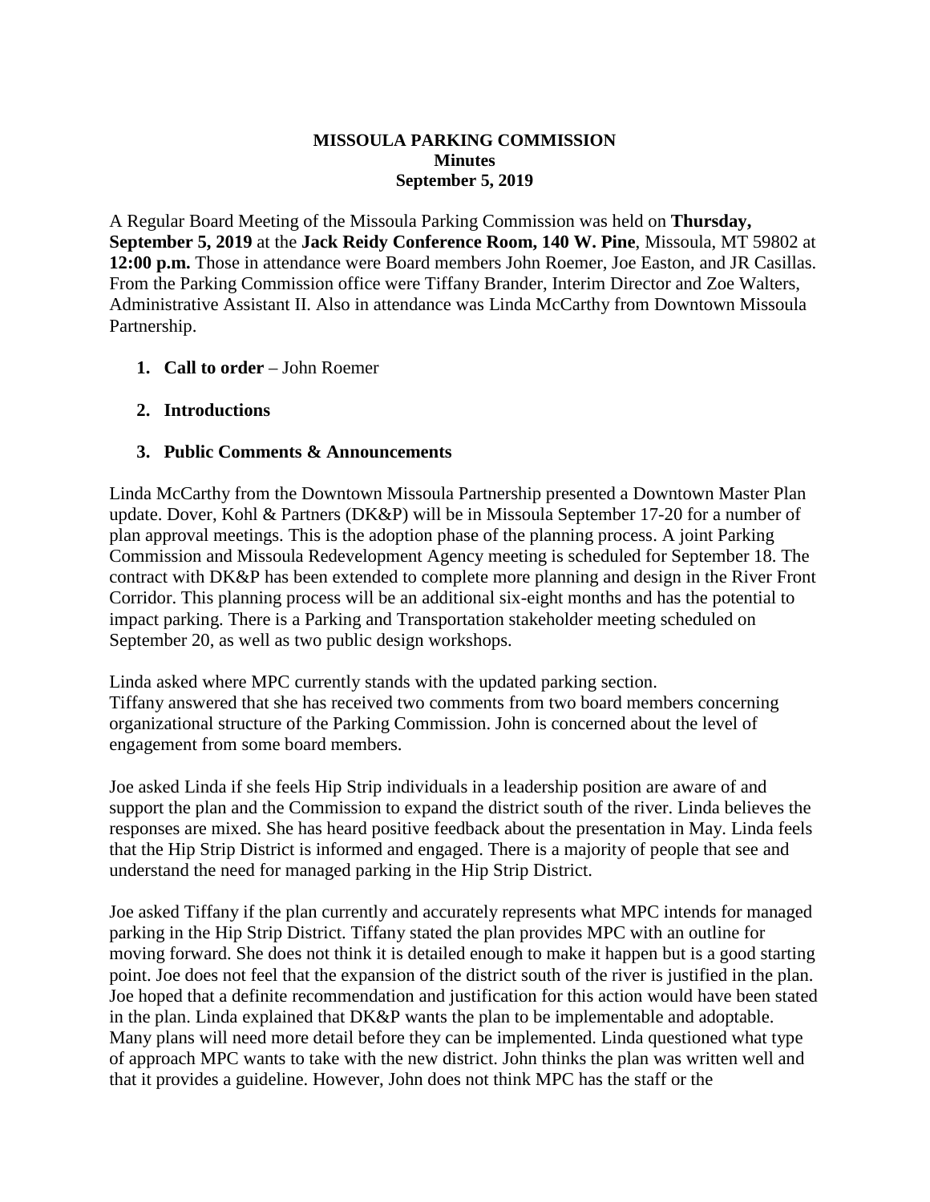**MISSOULA PARKING COMMISSION**
**Minutes**
**September 5, 2019**

A Regular Board Meeting of the Missoula Parking Commission was held on **Thursday, September 5, 2019** at the **Jack Reidy Conference Room, 140 W. Pine**, Missoula, MT 59802 at **12:00 p.m.** Those in attendance were Board members John Roemer, Joe Easton, and JR Casillas. From the Parking Commission office were Tiffany Brander, Interim Director and Zoe Walters, Administrative Assistant II. Also in attendance was Linda McCarthy from Downtown Missoula Partnership.

1. **Call to order** – John Roemer

2. **Introductions**

3. **Public Comments & Announcements**

Linda McCarthy from the Downtown Missoula Partnership presented a Downtown Master Plan update. Dover, Kohl & Partners (DK&P) will be in Missoula September 17-20 for a number of plan approval meetings. This is the adoption phase of the planning process. A joint Parking Commission and Missoula Redevelopment Agency meeting is scheduled for September 18. The contract with DK&P has been extended to complete more planning and design in the River Front Corridor. This planning process will be an additional six-eight months and has the potential to impact parking. There is a Parking and Transportation stakeholder meeting scheduled on September 20, as well as two public design workshops.

Linda asked where MPC currently stands with the updated parking section.
Tiffany answered that she has received two comments from two board members concerning organizational structure of the Parking Commission. John is concerned about the level of engagement from some board members.

Joe asked Linda if she feels Hip Strip individuals in a leadership position are aware of and support the plan and the Commission to expand the district south of the river. Linda believes the responses are mixed. She has heard positive feedback about the presentation in May. Linda feels that the Hip Strip District is informed and engaged. There is a majority of people that see and understand the need for managed parking in the Hip Strip District.

Joe asked Tiffany if the plan currently and accurately represents what MPC intends for managed parking in the Hip Strip District. Tiffany stated the plan provides MPC with an outline for moving forward. She does not think it is detailed enough to make it happen but is a good starting point. Joe does not feel that the expansion of the district south of the river is justified in the plan. Joe hoped that a definite recommendation and justification for this action would have been stated in the plan. Linda explained that DK&P wants the plan to be implementable and adoptable. Many plans will need more detail before they can be implemented. Linda questioned what type of approach MPC wants to take with the new district. John thinks the plan was written well and that it provides a guideline. However, John does not think MPC has the staff or the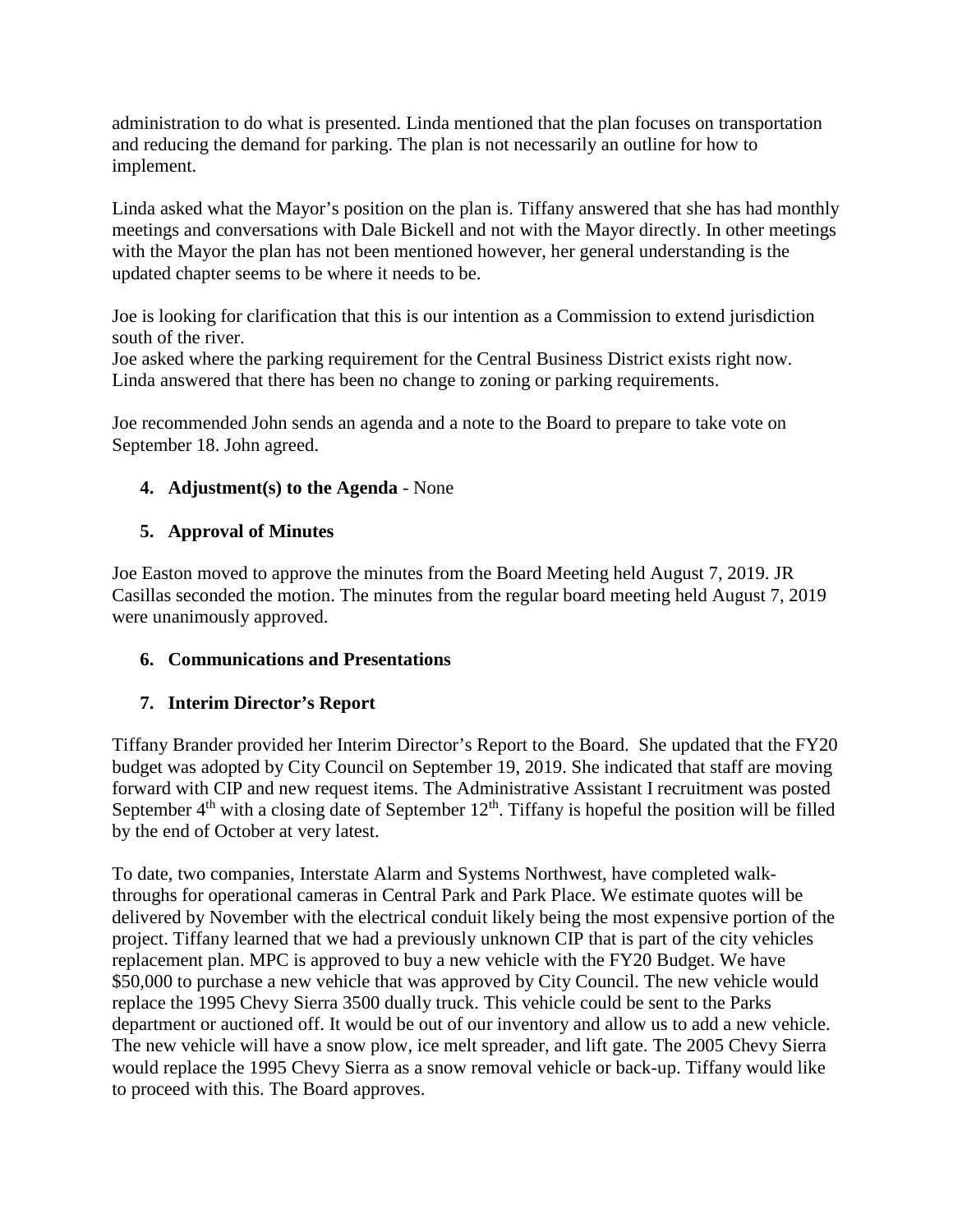administration to do what is presented. Linda mentioned that the plan focuses on transportation and reducing the demand for parking. The plan is not necessarily an outline for how to implement.

Linda asked what the Mayor's position on the plan is. Tiffany answered that she has had monthly meetings and conversations with Dale Bickell and not with the Mayor directly. In other meetings with the Mayor the plan has not been mentioned however, her general understanding is the updated chapter seems to be where it needs to be.

Joe is looking for clarification that this is our intention as a Commission to extend jurisdiction south of the river.
Joe asked where the parking requirement for the Central Business District exists right now. Linda answered that there has been no change to zoning or parking requirements.

Joe recommended John sends an agenda and a note to the Board to prepare to take vote on September 18. John agreed.

4. **Adjustment(s) to the Agenda** - None

5. **Approval of Minutes**

Joe Easton moved to approve the minutes from the Board Meeting held August 7, 2019. JR Casillas seconded the motion. The minutes from the regular board meeting held August 7, 2019 were unanimously approved.

6. **Communications and Presentations**

7. **Interim Director's Report**

Tiffany Brander provided her Interim Director's Report to the Board. She updated that the FY20 budget was adopted by City Council on September 19, 2019. She indicated that staff are moving forward with CIP and new request items. The Administrative Assistant I recruitment was posted September 4th with a closing date of September 12th. Tiffany is hopeful the position will be filled by the end of October at very latest.

To date, two companies, Interstate Alarm and Systems Northwest, have completed walk-throughs for operational cameras in Central Park and Park Place. We estimate quotes will be delivered by November with the electrical conduit likely being the most expensive portion of the project. Tiffany learned that we had a previously unknown CIP that is part of the city vehicles replacement plan. MPC is approved to buy a new vehicle with the FY20 Budget. We have $50,000 to purchase a new vehicle that was approved by City Council. The new vehicle would replace the 1995 Chevy Sierra 3500 dually truck. This vehicle could be sent to the Parks department or auctioned off. It would be out of our inventory and allow us to add a new vehicle. The new vehicle will have a snow plow, ice melt spreader, and lift gate. The 2005 Chevy Sierra would replace the 1995 Chevy Sierra as a snow removal vehicle or back-up. Tiffany would like to proceed with this. The Board approves.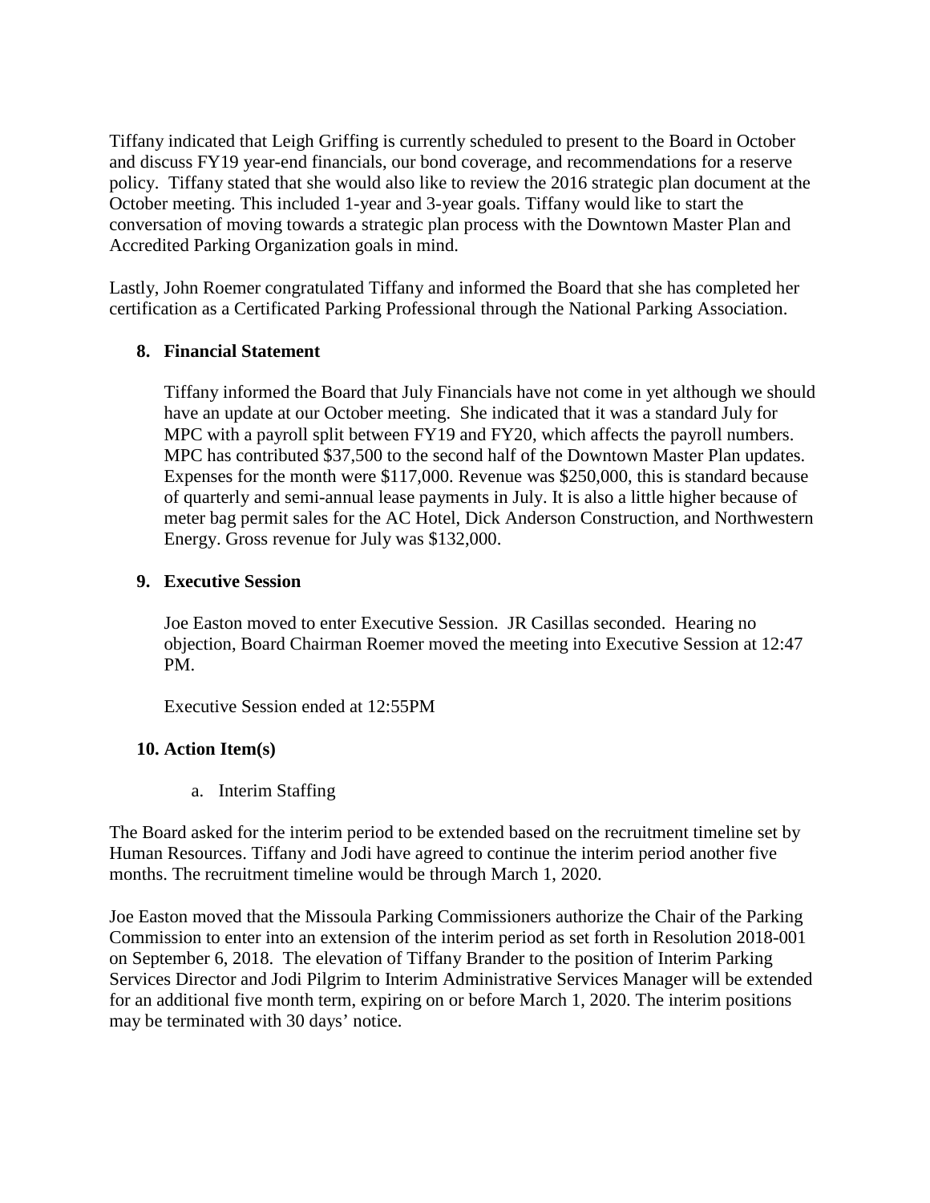Tiffany indicated that Leigh Griffing is currently scheduled to present to the Board in October and discuss FY19 year-end financials, our bond coverage, and recommendations for a reserve policy. Tiffany stated that she would also like to review the 2016 strategic plan document at the October meeting. This included 1-year and 3-year goals. Tiffany would like to start the conversation of moving towards a strategic plan process with the Downtown Master Plan and Accredited Parking Organization goals in mind.

Lastly, John Roemer congratulated Tiffany and informed the Board that she has completed her certification as a Certificated Parking Professional through the National Parking Association.

**8. Financial Statement**

Tiffany informed the Board that July Financials have not come in yet although we should have an update at our October meeting. She indicated that it was a standard July for MPC with a payroll split between FY19 and FY20, which affects the payroll numbers. MPC has contributed $37,500 to the second half of the Downtown Master Plan updates. Expenses for the month were $117,000. Revenue was $250,000, this is standard because of quarterly and semi-annual lease payments in July. It is also a little higher because of meter bag permit sales for the AC Hotel, Dick Anderson Construction, and Northwestern Energy. Gross revenue for July was $132,000.

**9. Executive Session**

Joe Easton moved to enter Executive Session. JR Casillas seconded. Hearing no objection, Board Chairman Roemer moved the meeting into Executive Session at 12:47 PM.

Executive Session ended at 12:55PM

**10. Action Item(s)**

a. Interim Staffing

The Board asked for the interim period to be extended based on the recruitment timeline set by Human Resources. Tiffany and Jodi have agreed to continue the interim period another five months. The recruitment timeline would be through March 1, 2020.

Joe Easton moved that the Missoula Parking Commissioners authorize the Chair of the Parking Commission to enter into an extension of the interim period as set forth in Resolution 2018-001 on September 6, 2018. The elevation of Tiffany Brander to the position of Interim Parking Services Director and Jodi Pilgrim to Interim Administrative Services Manager will be extended for an additional five month term, expiring on or before March 1, 2020. The interim positions may be terminated with 30 days' notice.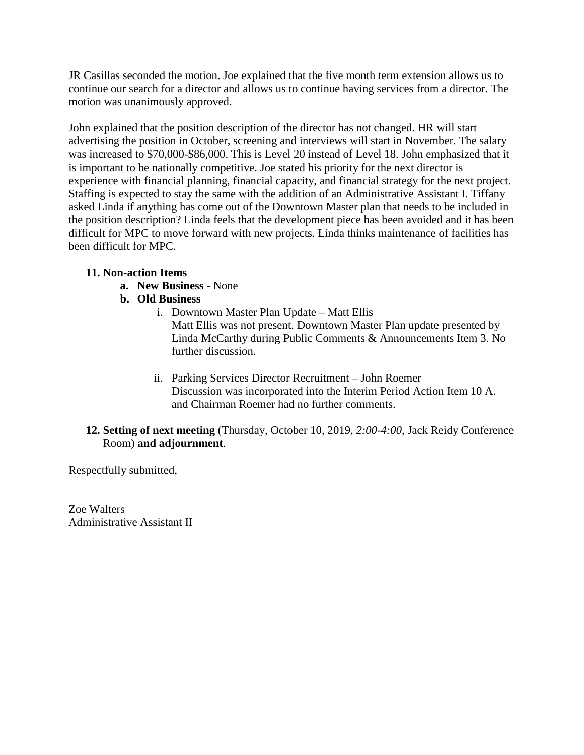JR Casillas seconded the motion. Joe explained that the five month term extension allows us to continue our search for a director and allows us to continue having services from a director. The motion was unanimously approved.

John explained that the position description of the director has not changed. HR will start advertising the position in October, screening and interviews will start in November. The salary was increased to $70,000-$86,000. This is Level 20 instead of Level 18. John emphasized that it is important to be nationally competitive. Joe stated his priority for the next director is experience with financial planning, financial capacity, and financial strategy for the next project. Staffing is expected to stay the same with the addition of an Administrative Assistant I. Tiffany asked Linda if anything has come out of the Downtown Master plan that needs to be included in the position description? Linda feels that the development piece has been avoided and it has been difficult for MPC to move forward with new projects. Linda thinks maintenance of facilities has been difficult for MPC.

**11. Non-action Items**

- **a. New Business** - None
- **b. Old Business**
    - i. Downtown Master Plan Update – Matt Ellis
      Matt Ellis was not present. Downtown Master Plan update presented by Linda McCarthy during Public Comments & Announcements Item 3. No further discussion.
    - ii. Parking Services Director Recruitment – John Roemer
      Discussion was incorporated into the Interim Period Action Item 10 A. and Chairman Roemer had no further comments.

**12. Setting of next meeting** (Thursday, October 10, 2019, *2:00-4:00*, Jack Reidy Conference Room) **and adjournment**.

Respectfully submitted,

Zoe Walters
Administrative Assistant II